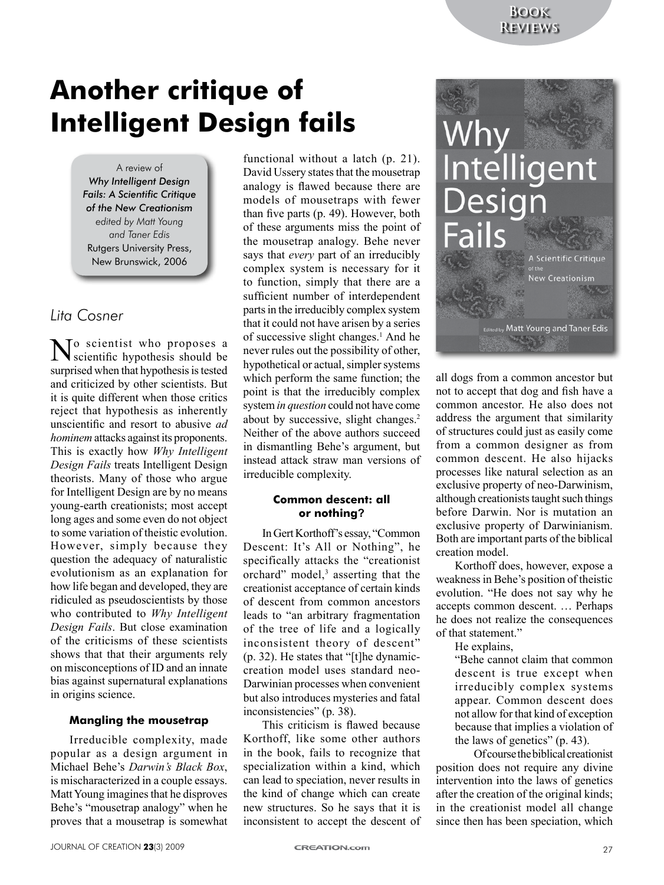# Another critique of Intelligent Design fails

A review of
*Why Intelligent Design Fails: A Scientific Critique of the New Creationism*
*edited by Matt Young and Taner Edis*
Rutgers University Press, New Brunswick, 2006

*Lita Cosner*

No scientist who proposes a scientific hypothesis should be surprised when that hypothesis is tested and criticized by other scientists. But it is quite different when those critics reject that hypothesis as inherently unscientific and resort to abusive *ad hominem* attacks against its proponents. This is exactly how *Why Intelligent Design Fails* treats Intelligent Design theorists. Many of those who argue for Intelligent Design are by no means young-earth creationists; most accept long ages and some even do not object to some variation of theistic evolution. However, simply because they question the adequacy of naturalistic evolutionism as an explanation for how life began and developed, they are ridiculed as pseudoscientists by those who contributed to *Why Intelligent Design Fails*. But close examination of the criticisms of these scientists shows that that their arguments rely on misconceptions of ID and an innate bias against supernatural explanations in origins science.

### Mangling the mousetrap

Irreducible complexity, made popular as a design argument in Michael Behe's *Darwin's Black Box*, is mischaracterized in a couple essays. Matt Young imagines that he disproves Behe's "mousetrap analogy" when he proves that a mousetrap is somewhat functional without a latch (p. 21). David Ussery states that the mousetrap analogy is flawed because there are models of mousetraps with fewer than five parts (p. 49). However, both of these arguments miss the point of the mousetrap analogy. Behe never says that *every* part of an irreducibly complex system is necessary for it to function, simply that there are a sufficient number of interdependent parts in the irreducibly complex system that it could not have arisen by a series of successive slight changes.[1] And he never rules out the possibility of other, hypothetical or actual, simpler systems which perform the same function; the point is that the irreducibly complex system *in question* could not have come about by successive, slight changes.[2] Neither of the above authors succeed in dismantling Behe's argument, but instead attack straw man versions of irreducible complexity.

### Common descent: all or nothing?

In Gert Korthoff's essay, "Common Descent: It's All or Nothing", he specifically attacks the "creationist orchard" model,[3] asserting that the creationist acceptance of certain kinds of descent from common ancestors leads to "an arbitrary fragmentation of the tree of life and a logically inconsistent theory of descent" (p. 32). He states that "[t]he dynamic-creation model uses standard neo-Darwinian processes when convenient but also introduces mysteries and fatal inconsistencies" (p. 38).

This criticism is flawed because Korthoff, like some other authors in the book, fails to recognize that specialization within a kind, which can lead to speciation, never results in the kind of change which can create new structures. So he says that it is inconsistent to accept the descent of all dogs from a common ancestor but not to accept that dog and fish have a common ancestor. He also does not address the argument that similarity of structures could just as easily come from a common designer as from common descent. He also hijacks processes like natural selection as an exclusive property of neo-Darwinism, although creationists taught such things before Darwin. Nor is mutation an exclusive property of Darwinianism. Both are important parts of the biblical creation model.

Korthoff does, however, expose a weakness in Behe's position of theistic evolution. "He does not say why he accepts common descent. … Perhaps he does not realize the consequences of that statement."

He explains,

> "Behe cannot claim that common descent is true except when irreducibly complex systems appear. Common descent does not allow for that kind of exception because that implies a violation of the laws of genetics" (p. 43).

Of course the biblical creationist position does not require any divine intervention into the laws of genetics after the creation of the original kinds; in the creationist model all change since then has been speciation, which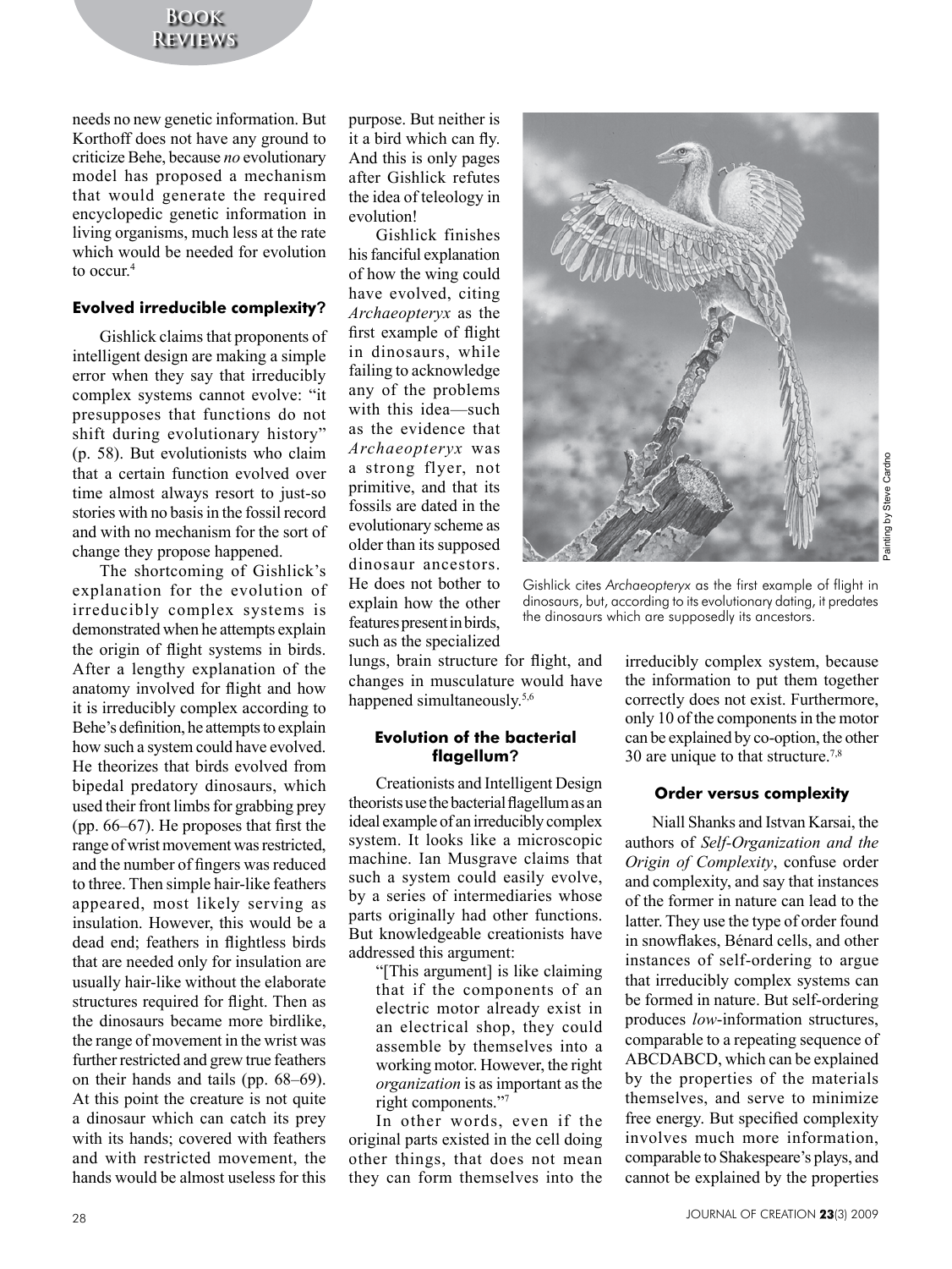needs no new genetic information. But Korthoff does not have any ground to criticize Behe, because *no* evolutionary model has proposed a mechanism that would generate the required encyclopedic genetic information in living organisms, much less at the rate which would be needed for evolution to occur.[4]

### Evolved irreducible complexity?

Gishlick claims that proponents of intelligent design are making a simple error when they say that irreducibly complex systems cannot evolve: "it presupposes that functions do not shift during evolutionary history" (p. 58). But evolutionists who claim that a certain function evolved over time almost always resort to just-so stories with no basis in the fossil record and with no mechanism for the sort of change they propose happened.

The shortcoming of Gishlick's explanation for the evolution of irreducibly complex systems is demonstrated when he attempts explain the origin of flight systems in birds. After a lengthy explanation of the anatomy involved for flight and how it is irreducibly complex according to Behe's definition, he attempts to explain how such a system could have evolved. He theorizes that birds evolved from bipedal predatory dinosaurs, which used their front limbs for grabbing prey (pp. 66–67). He proposes that first the range of wrist movement was restricted, and the number of fingers was reduced to three. Then simple hair-like feathers appeared, most likely serving as insulation. However, this would be a dead end; feathers in flightless birds that are needed only for insulation are usually hair-like without the elaborate structures required for flight. Then as the dinosaurs became more birdlike, the range of movement in the wrist was further restricted and grew true feathers on their hands and tails (pp. 68–69). At this point the creature is not quite a dinosaur which can catch its prey with its hands; covered with feathers and with restricted movement, the hands would be almost useless for this purpose. But neither is it a bird which can fly. And this is only pages after Gishlick refutes the idea of teleology in evolution!

Gishlick finishes his fanciful explanation of how the wing could have evolved, citing *Archaeopteryx* as the first example of flight in dinosaurs, while failing to acknowledge any of the problems with this idea—such as the evidence that *Archaeopteryx* was a strong flyer, not primitive, and that its fossils are dated in the evolutionary scheme as older than its supposed dinosaur ancestors. He does not bother to explain how the other features present in birds, such as the specialized lungs, brain structure for flight, and changes in musculature would have happened simultaneously.[5,6]

Painting by Steve Cardno

Gishlick cites *Archaeopteryx* as the first example of flight in dinosaurs, but, according to its evolutionary dating, it predates the dinosaurs which are supposedly its ancestors.

### Evolution of the bacterial flagellum?

Creationists and Intelligent Design theorists use the bacterial flagellum as an ideal example of an irreducibly complex system. It looks like a microscopic machine. Ian Musgrave claims that such a system could easily evolve, by a series of intermediaries whose parts originally had other functions. But knowledgeable creationists have addressed this argument:

> "[This argument] is like claiming that if the components of an electric motor already exist in an electrical shop, they could assemble by themselves into a working motor. However, the right *organization* is as important as the right components."[7]

In other words, even if the original parts existed in the cell doing other things, that does not mean they can form themselves into the irreducibly complex system, because the information to put them together correctly does not exist. Furthermore, only 10 of the components in the motor can be explained by co-option, the other 30 are unique to that structure.[7,8]

### Order versus complexity

Niall Shanks and Istvan Karsai, the authors of *Self-Organization and the Origin of Complexity*, confuse order and complexity, and say that instances of the former in nature can lead to the latter. They use the type of order found in snowflakes, Bénard cells, and other instances of self-ordering to argue that irreducibly complex systems can be formed in nature. But self-ordering produces *low*-information structures, comparable to a repeating sequence of ABCDABCD, which can be explained by the properties of the materials themselves, and serve to minimize free energy. But specified complexity involves much more information, comparable to Shakespeare's plays, and cannot be explained by the properties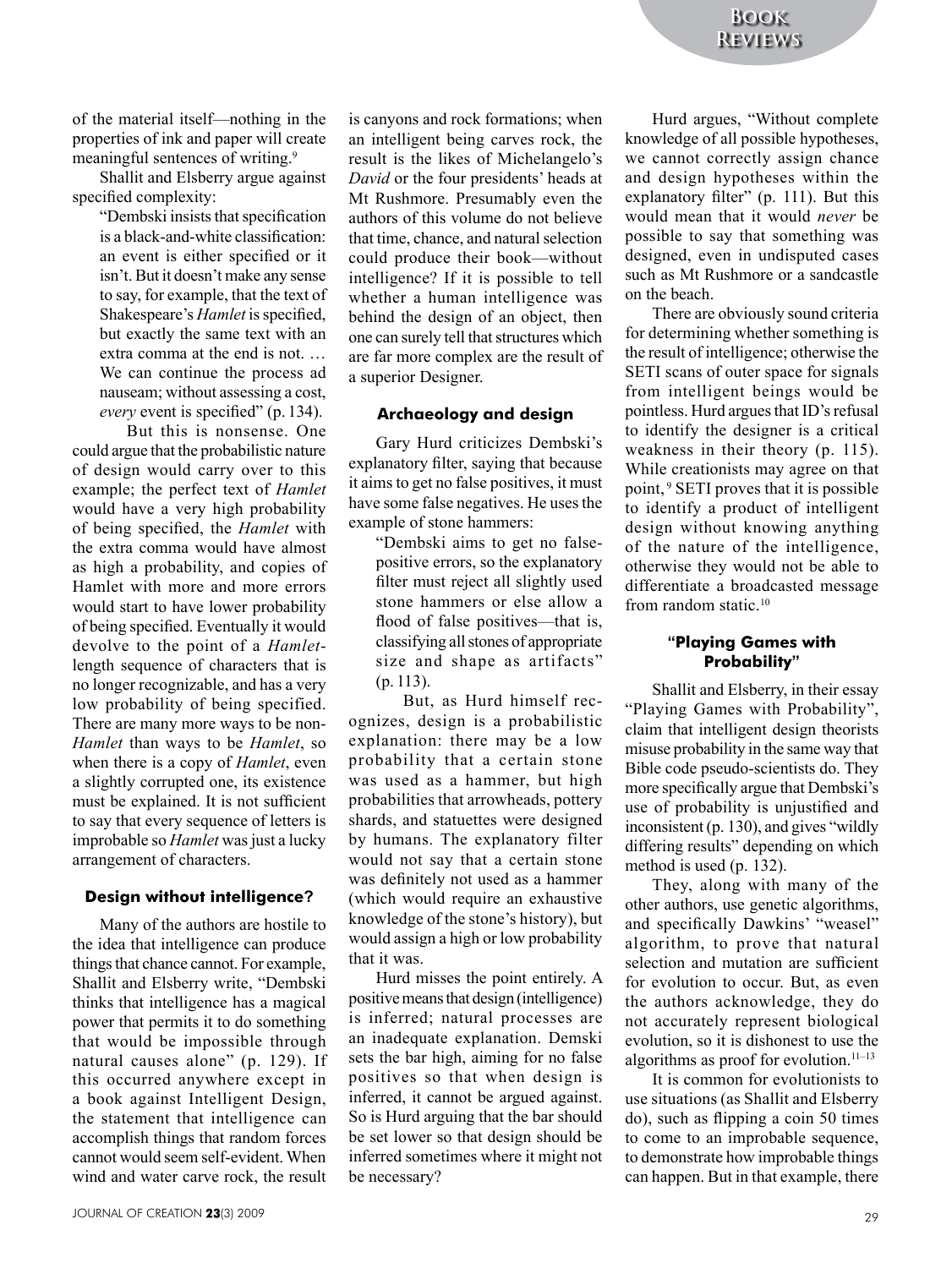of the material itself—nothing in the properties of ink and paper will create meaningful sentences of writing.[9]

Shallit and Elsberry argue against specified complexity:

> "Dembski insists that specification is a black-and-white classification: an event is either specified or it isn't. But it doesn't make any sense to say, for example, that the text of Shakespeare's *Hamlet* is specified, but exactly the same text with an extra comma at the end is not. … We can continue the process ad nauseam; without assessing a cost, *every* event is specified" (p. 134).

But this is nonsense. One could argue that the probabilistic nature of design would carry over to this example; the perfect text of *Hamlet* would have a very high probability of being specified, the *Hamlet* with the extra comma would have almost as high a probability, and copies of Hamlet with more and more errors would start to have lower probability of being specified. Eventually it would devolve to the point of a *Hamlet*-length sequence of characters that is no longer recognizable, and has a very low probability of being specified. There are many more ways to be non-*Hamlet* than ways to be *Hamlet*, so when there is a copy of *Hamlet*, even a slightly corrupted one, its existence must be explained. It is not sufficient to say that every sequence of letters is improbable so *Hamlet* was just a lucky arrangement of characters.

### Design without intelligence?

Many of the authors are hostile to the idea that intelligence can produce things that chance cannot. For example, Shallit and Elsberry write, "Dembski thinks that intelligence has a magical power that permits it to do something that would be impossible through natural causes alone" (p. 129). If this occurred anywhere except in a book against Intelligent Design, the statement that intelligence can accomplish things that random forces cannot would seem self-evident. When wind and water carve rock, the result is canyons and rock formations; when an intelligent being carves rock, the result is the likes of Michelangelo's *David* or the four presidents' heads at Mt Rushmore. Presumably even the authors of this volume do not believe that time, chance, and natural selection could produce their book—without intelligence? If it is possible to tell whether a human intelligence was behind the design of an object, then one can surely tell that structures which are far more complex are the result of a superior Designer.

### Archaeology and design

Gary Hurd criticizes Dembski's explanatory filter, saying that because it aims to get no false positives, it must have some false negatives. He uses the example of stone hammers:

> "Dembski aims to get no false-positive errors, so the explanatory filter must reject all slightly used stone hammers or else allow a flood of false positives—that is, classifying all stones of appropriate size and shape as artifacts" (p. 113).

But, as Hurd himself recognizes, design is a probabilistic explanation: there may be a low probability that a certain stone was used as a hammer, but high probabilities that arrowheads, pottery shards, and statuettes were designed by humans. The explanatory filter would not say that a certain stone was definitely not used as a hammer (which would require an exhaustive knowledge of the stone's history), but would assign a high or low probability that it was.

Hurd misses the point entirely. A positive means that design (intelligence) is inferred; natural processes are an inadequate explanation. Demski sets the bar high, aiming for no false positives so that when design is inferred, it cannot be argued against. So is Hurd arguing that the bar should be set lower so that design should be inferred sometimes where it might not be necessary?

Hurd argues, "Without complete knowledge of all possible hypotheses, we cannot correctly assign chance and design hypotheses within the explanatory filter" (p. 111). But this would mean that it would *never* be possible to say that something was designed, even in undisputed cases such as Mt Rushmore or a sandcastle on the beach.

There are obviously sound criteria for determining whether something is the result of intelligence; otherwise the SETI scans of outer space for signals from intelligent beings would be pointless. Hurd argues that ID's refusal to identify the designer is a critical weakness in their theory (p. 115). While creationists may agree on that point,[9] SETI proves that it is possible to identify a product of intelligent design without knowing anything of the nature of the intelligence, otherwise they would not be able to differentiate a broadcasted message from random static.[10]

### "Playing Games with Probability"

Shallit and Elsberry, in their essay "Playing Games with Probability", claim that intelligent design theorists misuse probability in the same way that Bible code pseudo-scientists do. They more specifically argue that Dembski's use of probability is unjustified and inconsistent (p. 130), and gives "wildly differing results" depending on which method is used (p. 132).

They, along with many of the other authors, use genetic algorithms, and specifically Dawkins' "weasel" algorithm, to prove that natural selection and mutation are sufficient for evolution to occur. But, as even the authors acknowledge, they do not accurately represent biological evolution, so it is dishonest to use the algorithms as proof for evolution.[11–13]

It is common for evolutionists to use situations (as Shallit and Elsberry do), such as flipping a coin 50 times to come to an improbable sequence, to demonstrate how improbable things can happen. But in that example, there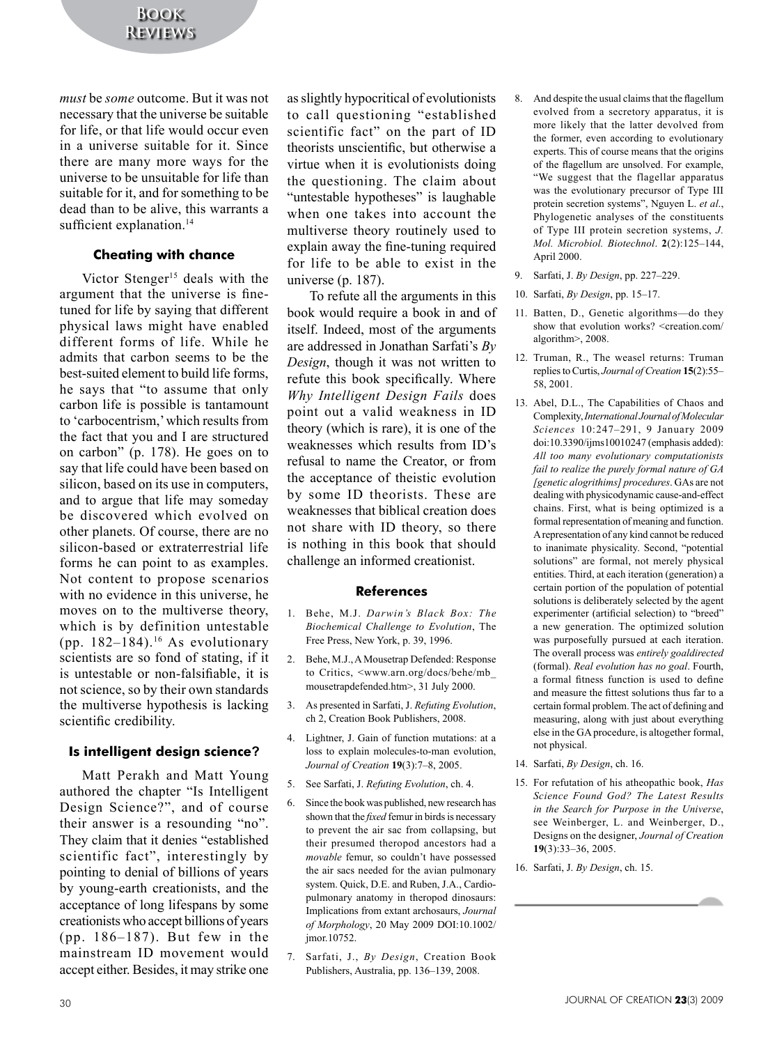*must* be *some* outcome. But it was not necessary that the universe be suitable for life, or that life would occur even in a universe suitable for it. Since there are many more ways for the universe to be unsuitable for life than suitable for it, and for something to be dead than to be alive, this warrants a sufficient explanation.[14]

### Cheating with chance

Victor Stenger[15] deals with the argument that the universe is fine-tuned for life by saying that different physical laws might have enabled different forms of life. While he admits that carbon seems to be the best-suited element to build life forms, he says that "to assume that only carbon life is possible is tantamount to 'carbocentrism,' which results from the fact that you and I are structured on carbon" (p. 178). He goes on to say that life could have been based on silicon, based on its use in computers, and to argue that life may someday be discovered which evolved on other planets. Of course, there are no silicon-based or extraterrestrial life forms he can point to as examples. Not content to propose scenarios with no evidence in this universe, he moves on to the multiverse theory, which is by definition untestable (pp. 182–184).[16] As evolutionary scientists are so fond of stating, if it is untestable or non-falsifiable, it is not science, so by their own standards the multiverse hypothesis is lacking scientific credibility.

### Is intelligent design science?

Matt Perakh and Matt Young authored the chapter "Is Intelligent Design Science?", and of course their answer is a resounding "no". They claim that it denies "established scientific fact", interestingly by pointing to denial of billions of years by young-earth creationists, and the acceptance of long lifespans by some creationists who accept billions of years (pp. 186–187). But few in the mainstream ID movement would accept either. Besides, it may strike one as slightly hypocritical of evolutionists to call questioning "established scientific fact" on the part of ID theorists unscientific, but otherwise a virtue when it is evolutionists doing the questioning. The claim about "untestable hypotheses" is laughable when one takes into account the multiverse theory routinely used to explain away the fine-tuning required for life to be able to exist in the universe (p. 187).

To refute all the arguments in this book would require a book in and of itself. Indeed, most of the arguments are addressed in Jonathan Sarfati's *By Design*, though it was not written to refute this book specifically. Where *Why Intelligent Design Fails* does point out a valid weakness in ID theory (which is rare), it is one of the weaknesses which results from ID's refusal to name the Creator, or from the acceptance of theistic evolution by some ID theorists. These are weaknesses that biblical creation does not share with ID theory, so there is nothing in this book that should challenge an informed creationist.

### References

1. Behe, M.J. *Darwin's Black Box: The Biochemical Challenge to Evolution*, The Free Press, New York, p. 39, 1996.
2. Behe, M.J., A Mousetrap Defended: Response to Critics, <www.arn.org/docs/behe/mb_mousetrapdefended.htm>, 31 July 2000.
3. As presented in Sarfati, J. *Refuting Evolution*, ch 2, Creation Book Publishers, 2008.
4. Lightner, J. Gain of function mutations: at a loss to explain molecules-to-man evolution, *Journal of Creation* **19**(3):7–8, 2005.
5. See Sarfati, J. *Refuting Evolution*, ch. 4.
6. Since the book was published, new research has shown that the *fixed* femur in birds is necessary to prevent the air sac from collapsing, but their presumed theropod ancestors had a *movable* femur, so couldn't have possessed the air sacs needed for the avian pulmonary system. Quick, D.E. and Ruben, J.A., Cardio-pulmonary anatomy in theropod dinosaurs: Implications from extant archosaurs, *Journal of Morphology*, 20 May 2009 DOI:10.1002/jmor.10752.
7. Sarfati, J., *By Design*, Creation Book Publishers, Australia, pp. 136–139, 2008.
8. And despite the usual claims that the flagellum evolved from a secretory apparatus, it is more likely that the latter devolved from the former, even according to evolutionary experts. This of course means that the origins of the flagellum are unsolved. For example, "We suggest that the flagellar apparatus was the evolutionary precursor of Type III protein secretion systems", Nguyen L. *et al*., Phylogenetic analyses of the constituents of Type III protein secretion systems, *J. Mol. Microbiol. Biotechnol*. **2**(2):125–144, April 2000.
9. Sarfati, J. *By Design*, pp. 227–229.
10. Sarfati, *By Design*, pp. 15–17.
11. Batten, D., Genetic algorithms—do they show that evolution works? <creation.com/algorithm>, 2008.
12. Truman, R., The weasel returns: Truman replies to Curtis, *Journal of Creation* **15**(2):55–58, 2001.
13. Abel, D.L., The Capabilities of Chaos and Complexity, *International Journal of Molecular Sciences* 10:247–291, 9 January 2009 doi:10.3390/ijms10010247 (emphasis added): *All too many evolutionary computationists fail to realize the purely formal nature of GA [genetic alogrithims] procedures*. GAs are not dealing with physicodynamic cause-and-effect chains. First, what is being optimized is a formal representation of meaning and function. A representation of any kind cannot be reduced to inanimate physicality. Second, "potential solutions" are formal, not merely physical entities. Third, at each iteration (generation) a certain portion of the population of potential solutions is deliberately selected by the agent experimenter (artificial selection) to "breed" a new generation. The optimized solution was purposefully pursued at each iteration. The overall process was *entirely goaldirected* (formal). *Real evolution has no goal*. Fourth, a formal fitness function is used to define and measure the fittest solutions thus far to a certain formal problem. The act of defining and measuring, along with just about everything else in the GA procedure, is altogether formal, not physical.
14. Sarfati, *By Design*, ch. 16.
15. For refutation of his atheopathic book, *Has Science Found God? The Latest Results in the Search for Purpose in the Universe*, see Weinberger, L. and Weinberger, D., Designs on the designer, *Journal of Creation* **19**(3):33–36, 2005.
16. Sarfati, J. *By Design*, ch. 15.